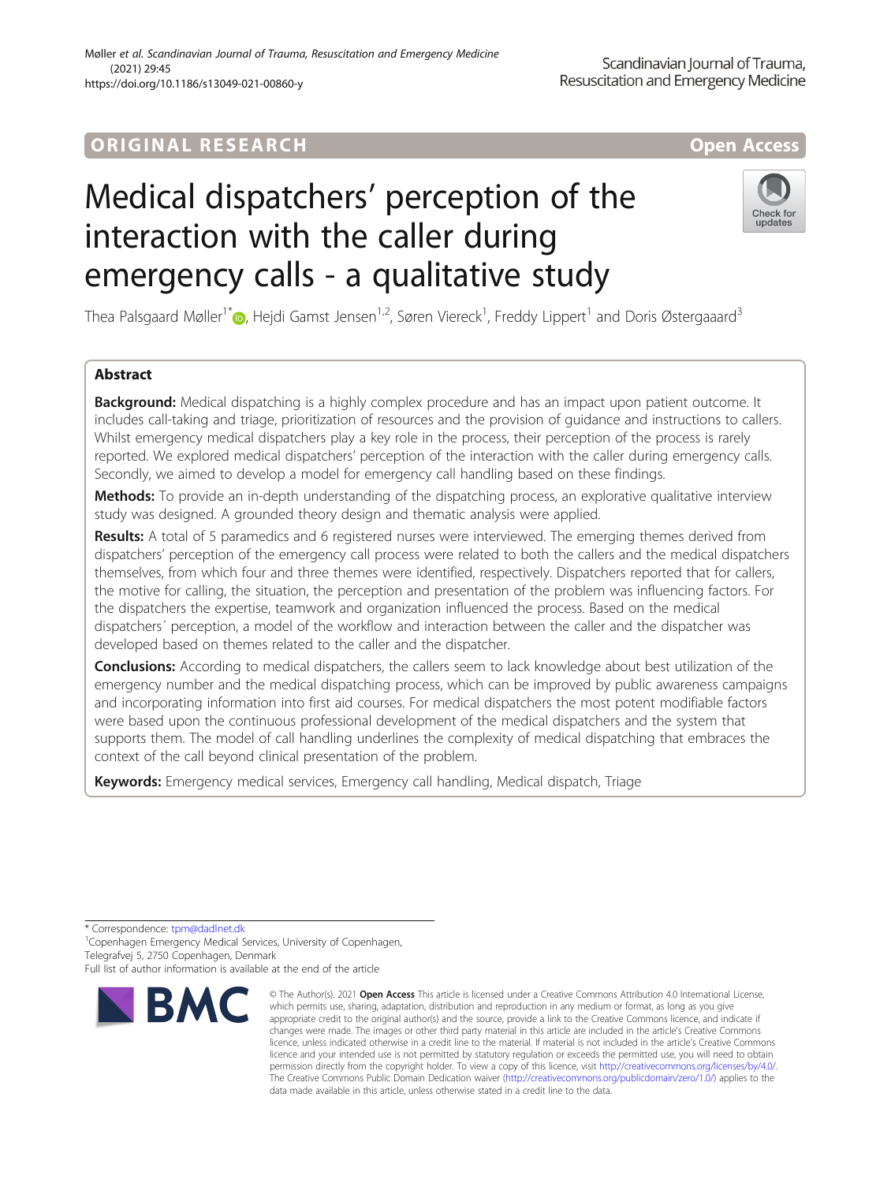ORIGINAL RESEARCH Open Access

# Medical dispatchers' perception of the interaction with the caller during emergency calls - a qualitative study

Thea Palsgaard Møller[1*], Hejdi Gamst Jensen[1,2], Søren Viereck[1], Freddy Lippert[1] and Doris Østergaaard[3]

## Abstract

**Background:** Medical dispatching is a highly complex procedure and has an impact upon patient outcome. It includes call-taking and triage, prioritization of resources and the provision of guidance and instructions to callers. Whilst emergency medical dispatchers play a key role in the process, their perception of the process is rarely reported. We explored medical dispatchers' perception of the interaction with the caller during emergency calls. Secondly, we aimed to develop a model for emergency call handling based on these findings.

**Methods:** To provide an in-depth understanding of the dispatching process, an explorative qualitative interview study was designed. A grounded theory design and thematic analysis were applied.

**Results:** A total of 5 paramedics and 6 registered nurses were interviewed. The emerging themes derived from dispatchers' perception of the emergency call process were related to both the callers and the medical dispatchers themselves, from which four and three themes were identified, respectively. Dispatchers reported that for callers, the motive for calling, the situation, the perception and presentation of the problem was influencing factors. For the dispatchers the expertise, teamwork and organization influenced the process. Based on the medical dispatchers´ perception, a model of the workflow and interaction between the caller and the dispatcher was developed based on themes related to the caller and the dispatcher.

**Conclusions:** According to medical dispatchers, the callers seem to lack knowledge about best utilization of the emergency number and the medical dispatching process, which can be improved by public awareness campaigns and incorporating information into first aid courses. For medical dispatchers the most potent modifiable factors were based upon the continuous professional development of the medical dispatchers and the system that supports them. The model of call handling underlines the complexity of medical dispatching that embraces the context of the call beyond clinical presentation of the problem.

**Keywords:** Emergency medical services, Emergency call handling, Medical dispatch, Triage

---

\* Correspondence: tpm@dadlnet.dk

[1]Copenhagen Emergency Medical Services, University of Copenhagen, Telegrafvej 5, 2750 Copenhagen, Denmark

Full list of author information is available at the end of the article

© The Author(s). 2021 **Open Access** This article is licensed under a Creative Commons Attribution 4.0 International License, which permits use, sharing, adaptation, distribution and reproduction in any medium or format, as long as you give appropriate credit to the original author(s) and the source, provide a link to the Creative Commons licence, and indicate if changes were made. The images or other third party material in this article are included in the article's Creative Commons licence, unless indicated otherwise in a credit line to the material. If material is not included in the article's Creative Commons licence and your intended use is not permitted by statutory regulation or exceeds the permitted use, you will need to obtain permission directly from the copyright holder. To view a copy of this licence, visit http://creativecommons.org/licenses/by/4.0/. The Creative Commons Public Domain Dedication waiver (http://creativecommons.org/publicdomain/zero/1.0/) applies to the data made available in this article, unless otherwise stated in a credit line to the data.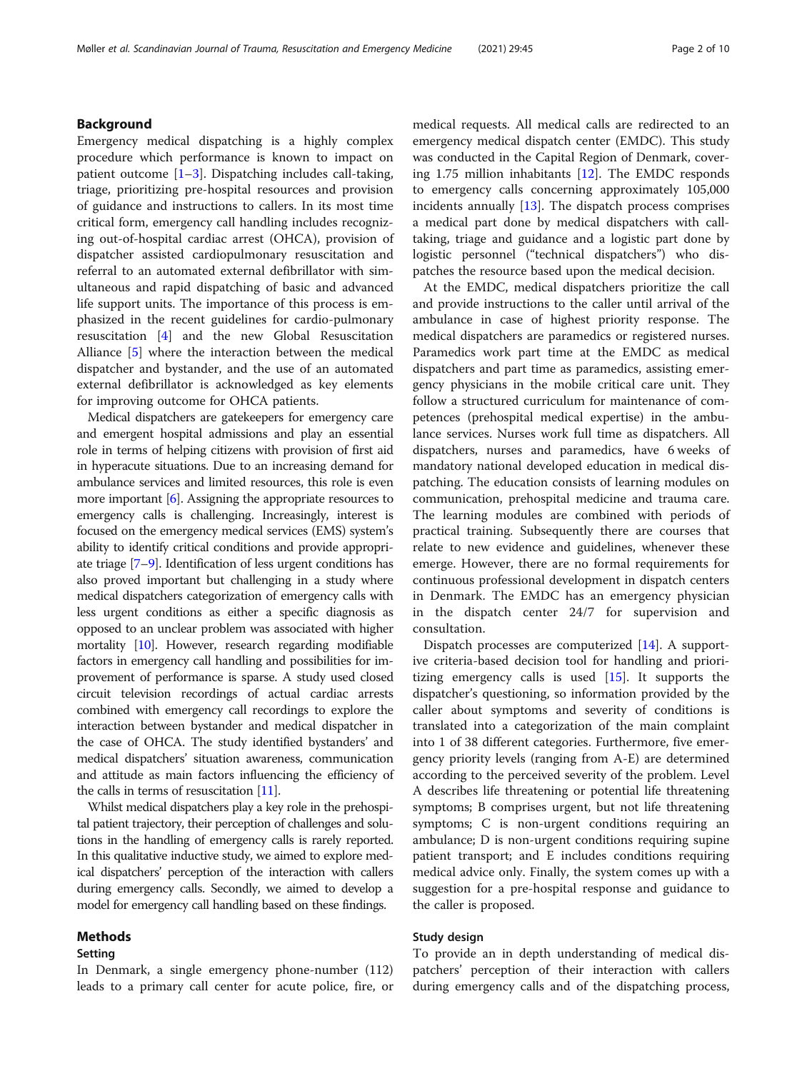## Background

Emergency medical dispatching is a highly complex procedure which performance is known to impact on patient outcome [1–3]. Dispatching includes call-taking, triage, prioritizing pre-hospital resources and provision of guidance and instructions to callers. In its most time critical form, emergency call handling includes recognizing out-of-hospital cardiac arrest (OHCA), provision of dispatcher assisted cardiopulmonary resuscitation and referral to an automated external defibrillator with simultaneous and rapid dispatching of basic and advanced life support units. The importance of this process is emphasized in the recent guidelines for cardio-pulmonary resuscitation [4] and the new Global Resuscitation Alliance [5] where the interaction between the medical dispatcher and bystander, and the use of an automated external defibrillator is acknowledged as key elements for improving outcome for OHCA patients.

Medical dispatchers are gatekeepers for emergency care and emergent hospital admissions and play an essential role in terms of helping citizens with provision of first aid in hyperacute situations. Due to an increasing demand for ambulance services and limited resources, this role is even more important [6]. Assigning the appropriate resources to emergency calls is challenging. Increasingly, interest is focused on the emergency medical services (EMS) system's ability to identify critical conditions and provide appropriate triage [7–9]. Identification of less urgent conditions has also proved important but challenging in a study where medical dispatchers categorization of emergency calls with less urgent conditions as either a specific diagnosis as opposed to an unclear problem was associated with higher mortality [10]. However, research regarding modifiable factors in emergency call handling and possibilities for improvement of performance is sparse. A study used closed circuit television recordings of actual cardiac arrests combined with emergency call recordings to explore the interaction between bystander and medical dispatcher in the case of OHCA. The study identified bystanders' and medical dispatchers' situation awareness, communication and attitude as main factors influencing the efficiency of the calls in terms of resuscitation [11].

Whilst medical dispatchers play a key role in the prehospital patient trajectory, their perception of challenges and solutions in the handling of emergency calls is rarely reported. In this qualitative inductive study, we aimed to explore medical dispatchers' perception of the interaction with callers during emergency calls. Secondly, we aimed to develop a model for emergency call handling based on these findings.

## Methods

### Setting

In Denmark, a single emergency phone-number (112) leads to a primary call center for acute police, fire, or medical requests. All medical calls are redirected to an emergency medical dispatch center (EMDC). This study was conducted in the Capital Region of Denmark, covering 1.75 million inhabitants [12]. The EMDC responds to emergency calls concerning approximately 105,000 incidents annually [13]. The dispatch process comprises a medical part done by medical dispatchers with call-taking, triage and guidance and a logistic part done by logistic personnel ("technical dispatchers") who dispatches the resource based upon the medical decision.

At the EMDC, medical dispatchers prioritize the call and provide instructions to the caller until arrival of the ambulance in case of highest priority response. The medical dispatchers are paramedics or registered nurses. Paramedics work part time at the EMDC as medical dispatchers and part time as paramedics, assisting emergency physicians in the mobile critical care unit. They follow a structured curriculum for maintenance of competences (prehospital medical expertise) in the ambulance services. Nurses work full time as dispatchers. All dispatchers, nurses and paramedics, have 6 weeks of mandatory national developed education in medical dispatching. The education consists of learning modules on communication, prehospital medicine and trauma care. The learning modules are combined with periods of practical training. Subsequently there are courses that relate to new evidence and guidelines, whenever these emerge. However, there are no formal requirements for continuous professional development in dispatch centers in Denmark. The EMDC has an emergency physician in the dispatch center 24/7 for supervision and consultation.

Dispatch processes are computerized [14]. A supportive criteria-based decision tool for handling and prioritizing emergency calls is used [15]. It supports the dispatcher's questioning, so information provided by the caller about symptoms and severity of conditions is translated into a categorization of the main complaint into 1 of 38 different categories. Furthermore, five emergency priority levels (ranging from A-E) are determined according to the perceived severity of the problem. Level A describes life threatening or potential life threatening symptoms; B comprises urgent, but not life threatening symptoms; C is non-urgent conditions requiring an ambulance; D is non-urgent conditions requiring supine patient transport; and E includes conditions requiring medical advice only. Finally, the system comes up with a suggestion for a pre-hospital response and guidance to the caller is proposed.

### Study design

To provide an in depth understanding of medical dispatchers' perception of their interaction with callers during emergency calls and of the dispatching process,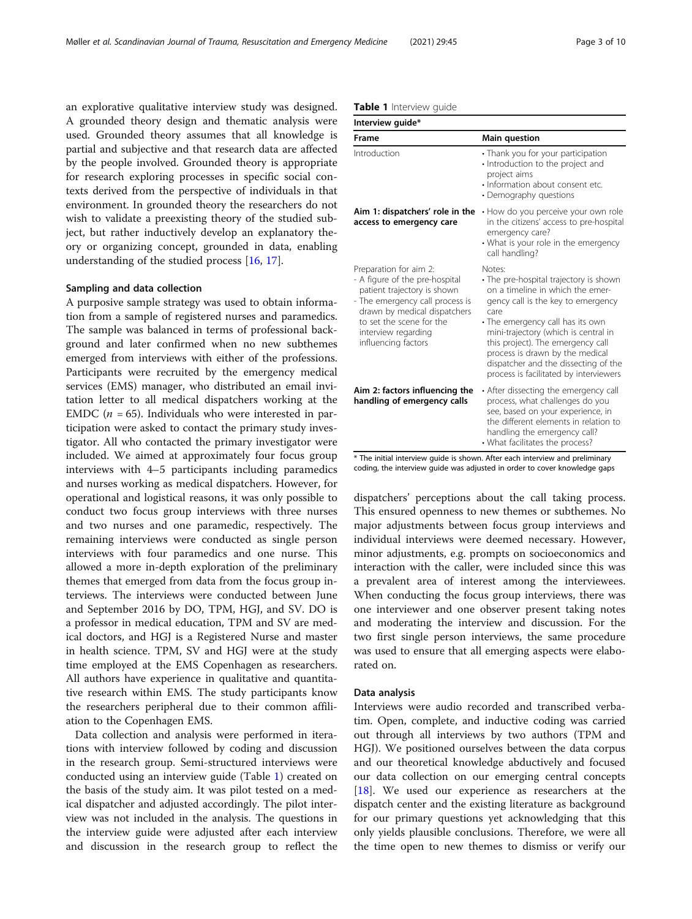an explorative qualitative interview study was designed. A grounded theory design and thematic analysis were used. Grounded theory assumes that all knowledge is partial and subjective and that research data are affected by the people involved. Grounded theory is appropriate for research exploring processes in specific social contexts derived from the perspective of individuals in that environment. In grounded theory the researchers do not wish to validate a preexisting theory of the studied subject, but rather inductively develop an explanatory theory or organizing concept, grounded in data, enabling understanding of the studied process [16, 17].

### Sampling and data collection

A purposive sample strategy was used to obtain information from a sample of registered nurses and paramedics. The sample was balanced in terms of professional background and later confirmed when no new subthemes emerged from interviews with either of the professions. Participants were recruited by the emergency medical services (EMS) manager, who distributed an email invitation letter to all medical dispatchers working at the EMDC ($n$ = 65). Individuals who were interested in participation were asked to contact the primary study investigator. All who contacted the primary investigator were included. We aimed at approximately four focus group interviews with 4–5 participants including paramedics and nurses working as medical dispatchers. However, for operational and logistical reasons, it was only possible to conduct two focus group interviews with three nurses and two nurses and one paramedic, respectively. The remaining interviews were conducted as single person interviews with four paramedics and one nurse. This allowed a more in-depth exploration of the preliminary themes that emerged from data from the focus group interviews. The interviews were conducted between June and September 2016 by DO, TPM, HGJ, and SV. DO is a professor in medical education, TPM and SV are medical doctors, and HGJ is a Registered Nurse and master in health science. TPM, SV and HGJ were at the study time employed at the EMS Copenhagen as researchers. All authors have experience in qualitative and quantitative research within EMS. The study participants know the researchers peripheral due to their common affiliation to the Copenhagen EMS.

Data collection and analysis were performed in iterations with interview followed by coding and discussion in the research group. Semi-structured interviews were conducted using an interview guide (Table 1) created on the basis of the study aim. It was pilot tested on a medical dispatcher and adjusted accordingly. The pilot interview was not included in the analysis. The questions in the interview guide were adjusted after each interview and discussion in the research group to reflect the dispatchers' perceptions about the call taking process. This ensured openness to new themes or subthemes. No major adjustments between focus group interviews and individual interviews were deemed necessary. However, minor adjustments, e.g. prompts on socioeconomics and interaction with the caller, were included since this was a prevalent area of interest among the interviewees. When conducting the focus group interviews, there was one interviewer and one observer present taking notes and moderating the interview and discussion. For the two first single person interviews, the same procedure was used to ensure that all emerging aspects were elaborated on.

**Table 1** Interview guide

| Frame | Main question |
|---|---|
| Introduction | • Thank you for your participation<br>• Introduction to the project and project aims<br>• Information about consent etc.<br>• Demography questions |
| **Aim 1: dispatchers' role in the access to emergency care** | • How do you perceive your own role in the citizens' access to pre-hospital emergency care?<br>• What is your role in the emergency call handling? |
| Preparation for aim 2:<br>- A figure of the pre-hospital patient trajectory is shown<br>- The emergency call process is drawn by medical dispatchers to set the scene for the interview regarding influencing factors | Notes:<br>• The pre-hospital trajectory is shown on a timeline in which the emergency call is the key to emergency care<br>• The emergency call has its own mini-trajectory (which is central in this project). The emergency call process is drawn by the medical dispatcher and the dissecting of the process is facilitated by interviewers |
| **Aim 2: factors influencing the handling of emergency calls** | • After dissecting the emergency call process, what challenges do you see, based on your experience, in the different elements in relation to handling the emergency call?<br>• What facilitates the process? |

Interview guide*

* The initial interview guide is shown. After each interview and preliminary coding, the interview guide was adjusted in order to cover knowledge gaps

### Data analysis

Interviews were audio recorded and transcribed verbatim. Open, complete, and inductive coding was carried out through all interviews by two authors (TPM and HGJ). We positioned ourselves between the data corpus and our theoretical knowledge abductively and focused our data collection on our emerging central concepts [18]. We used our experience as researchers at the dispatch center and the existing literature as background for our primary questions yet acknowledging that this only yields plausible conclusions. Therefore, we were all the time open to new themes to dismiss or verify our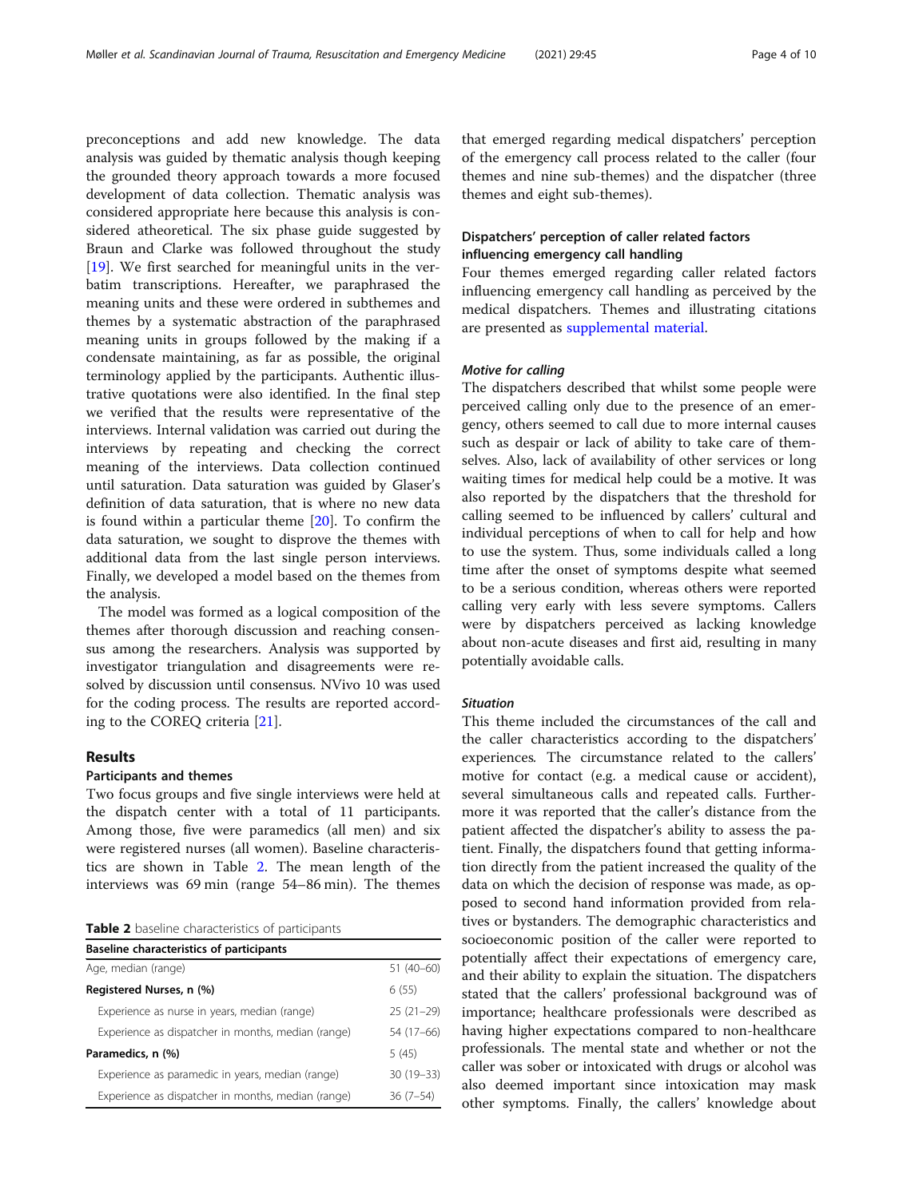preconceptions and add new knowledge. The data analysis was guided by thematic analysis though keeping the grounded theory approach towards a more focused development of data collection. Thematic analysis was considered appropriate here because this analysis is considered atheoretical. The six phase guide suggested by Braun and Clarke was followed throughout the study [19]. We first searched for meaningful units in the verbatim transcriptions. Hereafter, we paraphrased the meaning units and these were ordered in subthemes and themes by a systematic abstraction of the paraphrased meaning units in groups followed by the making if a condensate maintaining, as far as possible, the original terminology applied by the participants. Authentic illustrative quotations were also identified. In the final step we verified that the results were representative of the interviews. Internal validation was carried out during the interviews by repeating and checking the correct meaning of the interviews. Data collection continued until saturation. Data saturation was guided by Glaser's definition of data saturation, that is where no new data is found within a particular theme [20]. To confirm the data saturation, we sought to disprove the themes with additional data from the last single person interviews. Finally, we developed a model based on the themes from the analysis.

The model was formed as a logical composition of the themes after thorough discussion and reaching consensus among the researchers. Analysis was supported by investigator triangulation and disagreements were resolved by discussion until consensus. NVivo 10 was used for the coding process. The results are reported according to the COREQ criteria [21].

## Results

### Participants and themes

Two focus groups and five single interviews were held at the dispatch center with a total of 11 participants. Among those, five were paramedics (all men) and six were registered nurses (all women). Baseline characteristics are shown in Table 2. The mean length of the interviews was 69 min (range 54–86 min). The themes that emerged regarding medical dispatchers' perception of the emergency call process related to the caller (four themes and nine sub-themes) and the dispatcher (three themes and eight sub-themes).

**Table 2** baseline characteristics of participants

| Baseline characteristics of participants | |
|---|---|
| Age, median (range) | 51 (40–60) |
| **Registered Nurses, n (%)** | 6 (55) |
| Experience as nurse in years, median (range) | 25 (21–29) |
| Experience as dispatcher in months, median (range) | 54 (17–66) |
| **Paramedics, n (%)** | 5 (45) |
| Experience as paramedic in years, median (range) | 30 (19–33) |
| Experience as dispatcher in months, median (range) | 36 (7–54) |

### Dispatchers' perception of caller related factors influencing emergency call handling

Four themes emerged regarding caller related factors influencing emergency call handling as perceived by the medical dispatchers. Themes and illustrating citations are presented as supplemental material.

#### *Motive for calling*

The dispatchers described that whilst some people were perceived calling only due to the presence of an emergency, others seemed to call due to more internal causes such as despair or lack of ability to take care of themselves. Also, lack of availability of other services or long waiting times for medical help could be a motive. It was also reported by the dispatchers that the threshold for calling seemed to be influenced by callers' cultural and individual perceptions of when to call for help and how to use the system. Thus, some individuals called a long time after the onset of symptoms despite what seemed to be a serious condition, whereas others were reported calling very early with less severe symptoms. Callers were by dispatchers perceived as lacking knowledge about non-acute diseases and first aid, resulting in many potentially avoidable calls.

#### *Situation*

This theme included the circumstances of the call and the caller characteristics according to the dispatchers' experiences. The circumstance related to the callers' motive for contact (e.g. a medical cause or accident), several simultaneous calls and repeated calls. Furthermore it was reported that the caller's distance from the patient affected the dispatcher's ability to assess the patient. Finally, the dispatchers found that getting information directly from the patient increased the quality of the data on which the decision of response was made, as opposed to second hand information provided from relatives or bystanders. The demographic characteristics and socioeconomic position of the caller were reported to potentially affect their expectations of emergency care, and their ability to explain the situation. The dispatchers stated that the callers' professional background was of importance; healthcare professionals were described as having higher expectations compared to non-healthcare professionals. The mental state and whether or not the caller was sober or intoxicated with drugs or alcohol was also deemed important since intoxication may mask other symptoms. Finally, the callers' knowledge about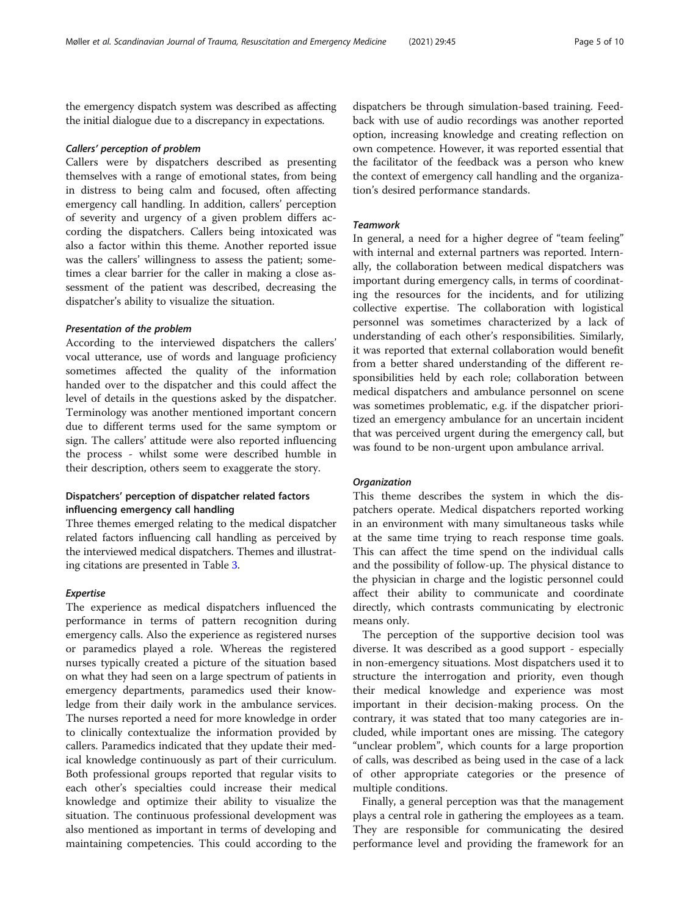the emergency dispatch system was described as affecting the initial dialogue due to a discrepancy in expectations.

#### *Callers' perception of problem*

Callers were by dispatchers described as presenting themselves with a range of emotional states, from being in distress to being calm and focused, often affecting emergency call handling. In addition, callers' perception of severity and urgency of a given problem differs according the dispatchers. Callers being intoxicated was also a factor within this theme. Another reported issue was the callers' willingness to assess the patient; sometimes a clear barrier for the caller in making a close assessment of the patient was described, decreasing the dispatcher's ability to visualize the situation.

#### *Presentation of the problem*

According to the interviewed dispatchers the callers' vocal utterance, use of words and language proficiency sometimes affected the quality of the information handed over to the dispatcher and this could affect the level of details in the questions asked by the dispatcher. Terminology was another mentioned important concern due to different terms used for the same symptom or sign. The callers' attitude were also reported influencing the process - whilst some were described humble in their description, others seem to exaggerate the story.

### Dispatchers' perception of dispatcher related factors influencing emergency call handling

Three themes emerged relating to the medical dispatcher related factors influencing call handling as perceived by the interviewed medical dispatchers. Themes and illustrating citations are presented in Table 3.

#### *Expertise*

The experience as medical dispatchers influenced the performance in terms of pattern recognition during emergency calls. Also the experience as registered nurses or paramedics played a role. Whereas the registered nurses typically created a picture of the situation based on what they had seen on a large spectrum of patients in emergency departments, paramedics used their knowledge from their daily work in the ambulance services. The nurses reported a need for more knowledge in order to clinically contextualize the information provided by callers. Paramedics indicated that they update their medical knowledge continuously as part of their curriculum. Both professional groups reported that regular visits to each other's specialties could increase their medical knowledge and optimize their ability to visualize the situation. The continuous professional development was also mentioned as important in terms of developing and maintaining competencies. This could according to the dispatchers be through simulation-based training. Feedback with use of audio recordings was another reported option, increasing knowledge and creating reflection on own competence. However, it was reported essential that the facilitator of the feedback was a person who knew the context of emergency call handling and the organization's desired performance standards.

#### *Teamwork*

In general, a need for a higher degree of "team feeling" with internal and external partners was reported. Internally, the collaboration between medical dispatchers was important during emergency calls, in terms of coordinating the resources for the incidents, and for utilizing collective expertise. The collaboration with logistical personnel was sometimes characterized by a lack of understanding of each other's responsibilities. Similarly, it was reported that external collaboration would benefit from a better shared understanding of the different responsibilities held by each role; collaboration between medical dispatchers and ambulance personnel on scene was sometimes problematic, e.g. if the dispatcher prioritized an emergency ambulance for an uncertain incident that was perceived urgent during the emergency call, but was found to be non-urgent upon ambulance arrival.

#### *Organization*

This theme describes the system in which the dispatchers operate. Medical dispatchers reported working in an environment with many simultaneous tasks while at the same time trying to reach response time goals. This can affect the time spend on the individual calls and the possibility of follow-up. The physical distance to the physician in charge and the logistic personnel could affect their ability to communicate and coordinate directly, which contrasts communicating by electronic means only.

The perception of the supportive decision tool was diverse. It was described as a good support - especially in non-emergency situations. Most dispatchers used it to structure the interrogation and priority, even though their medical knowledge and experience was most important in their decision-making process. On the contrary, it was stated that too many categories are included, while important ones are missing. The category "unclear problem", which counts for a large proportion of calls, was described as being used in the case of a lack of other appropriate categories or the presence of multiple conditions.

Finally, a general perception was that the management plays a central role in gathering the employees as a team. They are responsible for communicating the desired performance level and providing the framework for an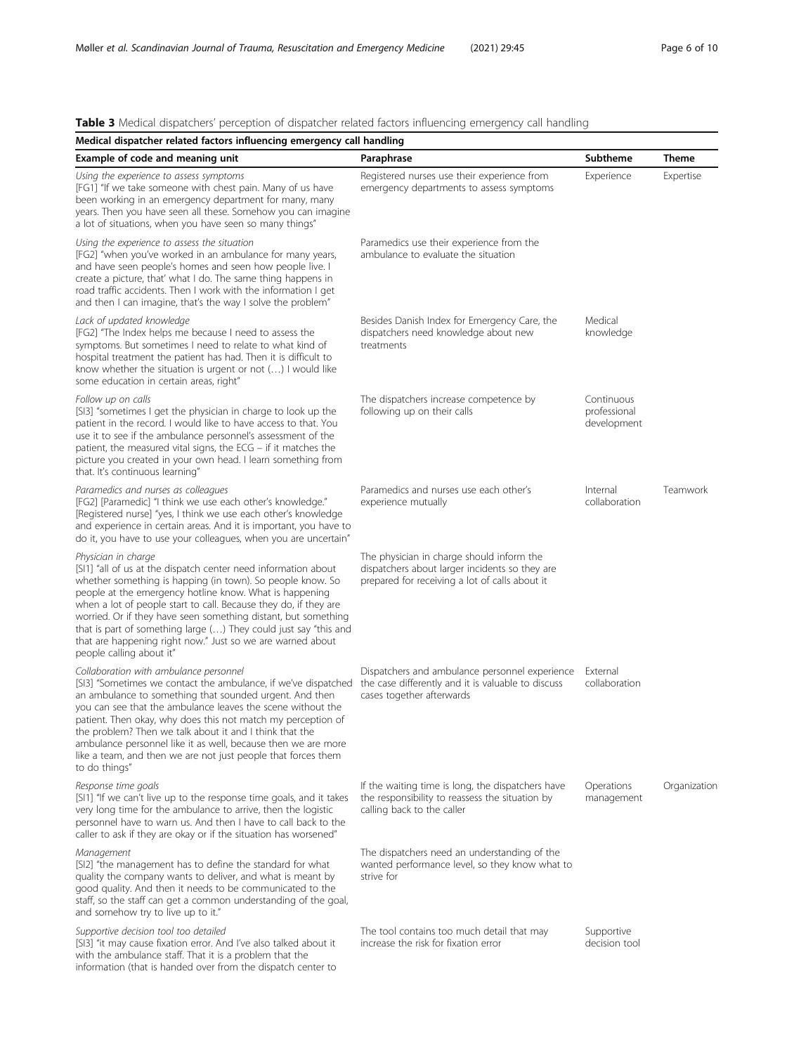**Table 3** Medical dispatchers' perception of dispatcher related factors influencing emergency call handling

| Medical dispatcher related factors influencing emergency call handling | | | |
|---|---|---|---|
| **Example of code and meaning unit** | **Paraphrase** | **Subtheme** | **Theme** |
| *Using the experience to assess symptoms* [FG1] "If we take someone with chest pain. Many of us have been working in an emergency department for many, many years. Then you have seen all these. Somehow you can imagine a lot of situations, when you have seen so many things" | Registered nurses use their experience from emergency departments to assess symptoms | Experience | Expertise |
| *Using the experience to assess the situation* [FG2] "when you've worked in an ambulance for many years, and have seen people's homes and seen how people live. I create a picture, that' what I do. The same thing happens in road traffic accidents. Then I work with the information I get and then I can imagine, that's the way I solve the problem" | Paramedics use their experience from the ambulance to evaluate the situation | | |
| *Lack of updated knowledge* [FG2] "The Index helps me because I need to assess the symptoms. But sometimes I need to relate to what kind of hospital treatment the patient has had. Then it is difficult to know whether the situation is urgent or not (…) I would like some education in certain areas, right" | Besides Danish Index for Emergency Care, the dispatchers need knowledge about new treatments | Medical knowledge | |
| *Follow up on calls* [SI3] "sometimes I get the physician in charge to look up the patient in the record. I would like to have access to that. You use it to see if the ambulance personnel's assessment of the patient, the measured vital signs, the ECG – if it matches the picture you created in your own head. I learn something from that. It's continuous learning" | The dispatchers increase competence by following up on their calls | Continuous professional development | |
| *Paramedics and nurses as colleagues* [FG2] [Paramedic] "I think we use each other's knowledge." [Registered nurse] "yes, I think we use each other's knowledge and experience in certain areas. And it is important, you have to do it, you have to use your colleagues, when you are uncertain" | Paramedics and nurses use each other's experience mutually | Internal collaboration | Teamwork |
| *Physician in charge* [SI1] "all of us at the dispatch center need information about whether something is happing (in town). So people know. So people at the emergency hotline know. What is happening when a lot of people start to call. Because they do, if they are worried. Or if they have seen something distant, but something that is part of something large (…) They could just say "this and that are happening right now." Just so we are warned about people calling about it" | The physician in charge should inform the dispatchers about larger incidents so they are prepared for receiving a lot of calls about it | | |
| *Collaboration with ambulance personnel* [SI3] "Sometimes we contact the ambulance, if we've dispatched an ambulance to something that sounded urgent. And then you can see that the ambulance leaves the scene without the patient. Then okay, why does this not match my perception of the problem? Then we talk about it and I think that the ambulance personnel like it as well, because then we are more like a team, and then we are not just people that forces them to do things" | Dispatchers and ambulance personnel experience the case differently and it is valuable to discuss cases together afterwards | External collaboration | |
| *Response time goals* [SI1] "If we can't live up to the response time goals, and it takes very long time for the ambulance to arrive, then the logistic personnel have to warn us. And then I have to call back to the caller to ask if they are okay or if the situation has worsened" | If the waiting time is long, the dispatchers have the responsibility to reassess the situation by calling back to the caller | Operations management | Organization |
| *Management* [SI2] "the management has to define the standard for what quality the company wants to deliver, and what is meant by good quality. And then it needs to be communicated to the staff, so the staff can get a common understanding of the goal, and somehow try to live up to it." | The dispatchers need an understanding of the wanted performance level, so they know what to strive for | | |
| *Supportive decision tool too detailed* [SI3] "it may cause fixation error. And I've also talked about it with the ambulance staff. That it is a problem that the information (that is handed over from the dispatch center to | The tool contains too much detail that may increase the risk for fixation error | Supportive decision tool | |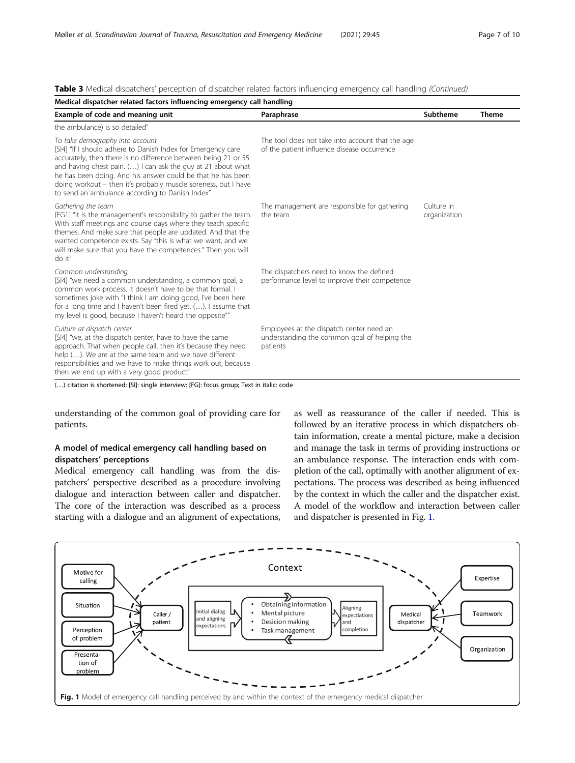**Table 3** Medical dispatchers' perception of dispatcher related factors influencing emergency call handling *(Continued)*

| Medical dispatcher related factors influencing emergency call handling | | | |
|---|---|---|---|
| **Example of code and meaning unit** | **Paraphrase** | **Subtheme** | **Theme** |
| the ambulance) is so detailed" | | | |
| *To take demography into account* [SI4] "If I should adhere to Danish Index for Emergency care accurately, then there is no difference between being 21 or 55 and having chest pain. (…) I can ask the guy at 21 about what he has been doing. And his answer could be that he has been doing workout – then it's probably muscle soreness, but I have to send an ambulance according to Danish Index" | The tool does not take into account that the age of the patient influence disease occurrence | | |
| *Gathering the team* [FG1] "it is the management's responsibility to gather the team. With staff meetings and course days where they teach specific themes. And make sure that people are updated. And that the wanted competence exists. Say "this is what we want, and we will make sure that you have the competences." Then you will do it" | The management are responsible for gathering the team | Culture in organization | |
| *Common understanding* [SI4] "we need a common understanding, a common goal, a common work process. It doesn't have to be that formal. I sometimes joke with "I think I am doing good, I've been here for a long time and I haven't been fired yet. (…). I assume that my level is good, because I haven't heard the opposite"" | The dispatchers need to know the defined performance level to improve their competence | | |
| *Culture at dispatch center* [SI4] "we, at the dispatch center, have to have the same approach. That when people call, then it's because they need help (…). We are at the same team and we have different responsibilities and we have to make things work out, because then we end up with a very good product" | Employees at the dispatch center need an understanding the common goal of helping the patients | | |

(…) citation is shortened; [SI]: single interview; [FG]: focus group; Text in italic: code

understanding of the common goal of providing care for patients.

## A model of medical emergency call handling based on dispatchers' perceptions

Medical emergency call handling was from the dispatchers' perspective described as a procedure involving dialogue and interaction between caller and dispatcher. The core of the interaction was described as a process starting with a dialogue and an alignment of expectations, as well as reassurance of the caller if needed. This is followed by an iterative process in which dispatchers obtain information, create a mental picture, make a decision and manage the task in terms of providing instructions or an ambulance response. The interaction ends with completion of the call, optimally with another alignment of expectations. The process was described as being influenced by the context in which the caller and the dispatcher exist. A model of the workflow and interaction between caller and dispatcher is presented in Fig. 1.

**Fig. 1** Model of emergency call handling perceived by and within the context of the emergency medical dispatcher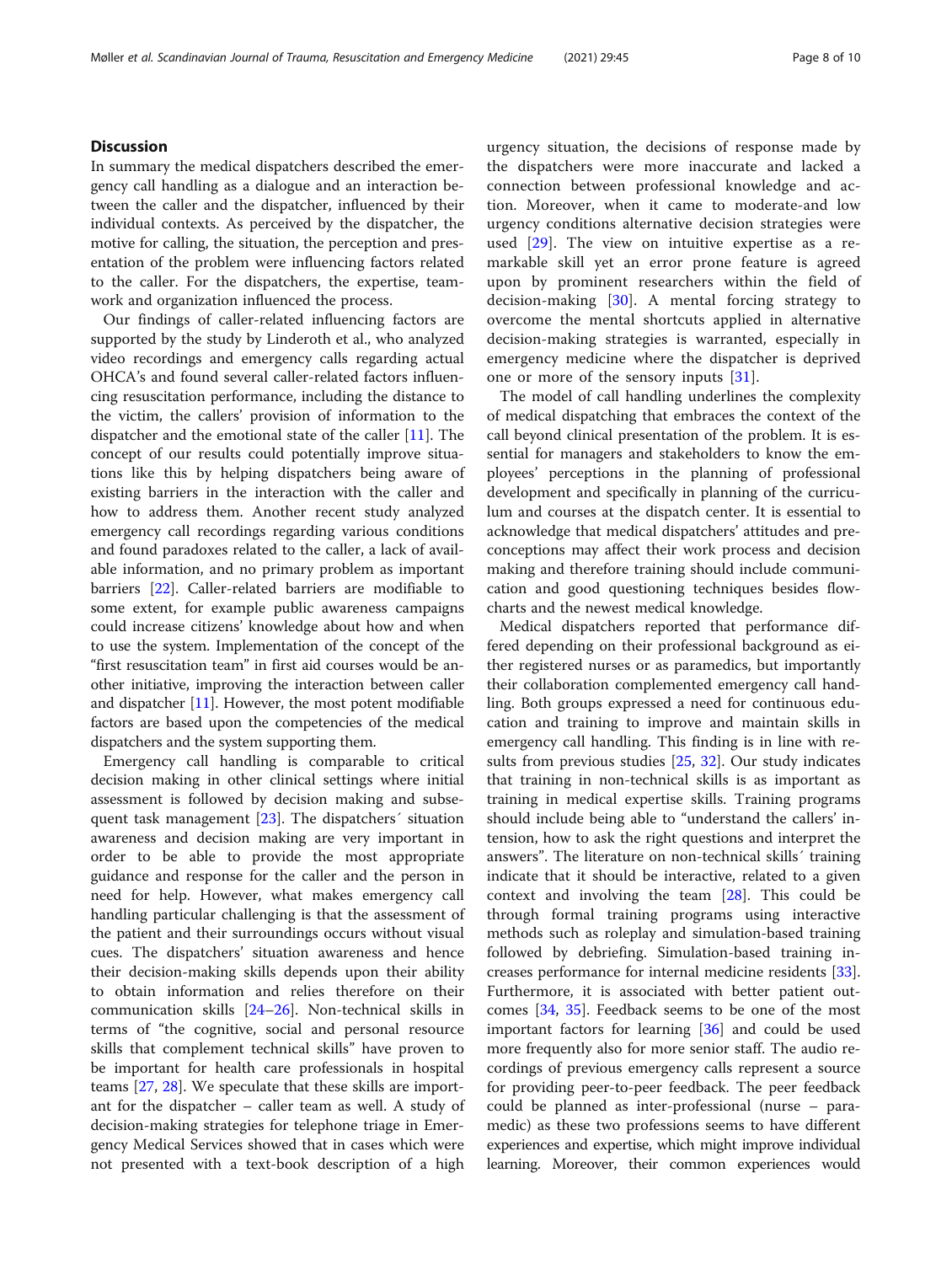## Discussion

In summary the medical dispatchers described the emergency call handling as a dialogue and an interaction between the caller and the dispatcher, influenced by their individual contexts. As perceived by the dispatcher, the motive for calling, the situation, the perception and presentation of the problem were influencing factors related to the caller. For the dispatchers, the expertise, teamwork and organization influenced the process.

Our findings of caller-related influencing factors are supported by the study by Linderoth et al., who analyzed video recordings and emergency calls regarding actual OHCA's and found several caller-related factors influencing resuscitation performance, including the distance to the victim, the callers' provision of information to the dispatcher and the emotional state of the caller [11]. The concept of our results could potentially improve situations like this by helping dispatchers being aware of existing barriers in the interaction with the caller and how to address them. Another recent study analyzed emergency call recordings regarding various conditions and found paradoxes related to the caller, a lack of available information, and no primary problem as important barriers [22]. Caller-related barriers are modifiable to some extent, for example public awareness campaigns could increase citizens' knowledge about how and when to use the system. Implementation of the concept of the "first resuscitation team" in first aid courses would be another initiative, improving the interaction between caller and dispatcher [11]. However, the most potent modifiable factors are based upon the competencies of the medical dispatchers and the system supporting them.

Emergency call handling is comparable to critical decision making in other clinical settings where initial assessment is followed by decision making and subsequent task management [23]. The dispatchers´ situation awareness and decision making are very important in order to be able to provide the most appropriate guidance and response for the caller and the person in need for help. However, what makes emergency call handling particular challenging is that the assessment of the patient and their surroundings occurs without visual cues. The dispatchers' situation awareness and hence their decision-making skills depends upon their ability to obtain information and relies therefore on their communication skills [24–26]. Non-technical skills in terms of "the cognitive, social and personal resource skills that complement technical skills" have proven to be important for health care professionals in hospital teams [27, 28]. We speculate that these skills are important for the dispatcher – caller team as well. A study of decision-making strategies for telephone triage in Emergency Medical Services showed that in cases which were not presented with a text-book description of a high urgency situation, the decisions of response made by the dispatchers were more inaccurate and lacked a connection between professional knowledge and action. Moreover, when it came to moderate-and low urgency conditions alternative decision strategies were used [29]. The view on intuitive expertise as a remarkable skill yet an error prone feature is agreed upon by prominent researchers within the field of decision-making [30]. A mental forcing strategy to overcome the mental shortcuts applied in alternative decision-making strategies is warranted, especially in emergency medicine where the dispatcher is deprived one or more of the sensory inputs [31].

The model of call handling underlines the complexity of medical dispatching that embraces the context of the call beyond clinical presentation of the problem. It is essential for managers and stakeholders to know the employees' perceptions in the planning of professional development and specifically in planning of the curriculum and courses at the dispatch center. It is essential to acknowledge that medical dispatchers' attitudes and preconceptions may affect their work process and decision making and therefore training should include communication and good questioning techniques besides flowcharts and the newest medical knowledge.

Medical dispatchers reported that performance differed depending on their professional background as either registered nurses or as paramedics, but importantly their collaboration complemented emergency call handling. Both groups expressed a need for continuous education and training to improve and maintain skills in emergency call handling. This finding is in line with results from previous studies [25, 32]. Our study indicates that training in non-technical skills is as important as training in medical expertise skills. Training programs should include being able to "understand the callers' intension, how to ask the right questions and interpret the answers". The literature on non-technical skills´ training indicate that it should be interactive, related to a given context and involving the team [28]. This could be through formal training programs using interactive methods such as roleplay and simulation-based training followed by debriefing. Simulation-based training increases performance for internal medicine residents [33]. Furthermore, it is associated with better patient outcomes [34, 35]. Feedback seems to be one of the most important factors for learning [36] and could be used more frequently also for more senior staff. The audio recordings of previous emergency calls represent a source for providing peer-to-peer feedback. The peer feedback could be planned as inter-professional (nurse – paramedic) as these two professions seems to have different experiences and expertise, which might improve individual learning. Moreover, their common experiences would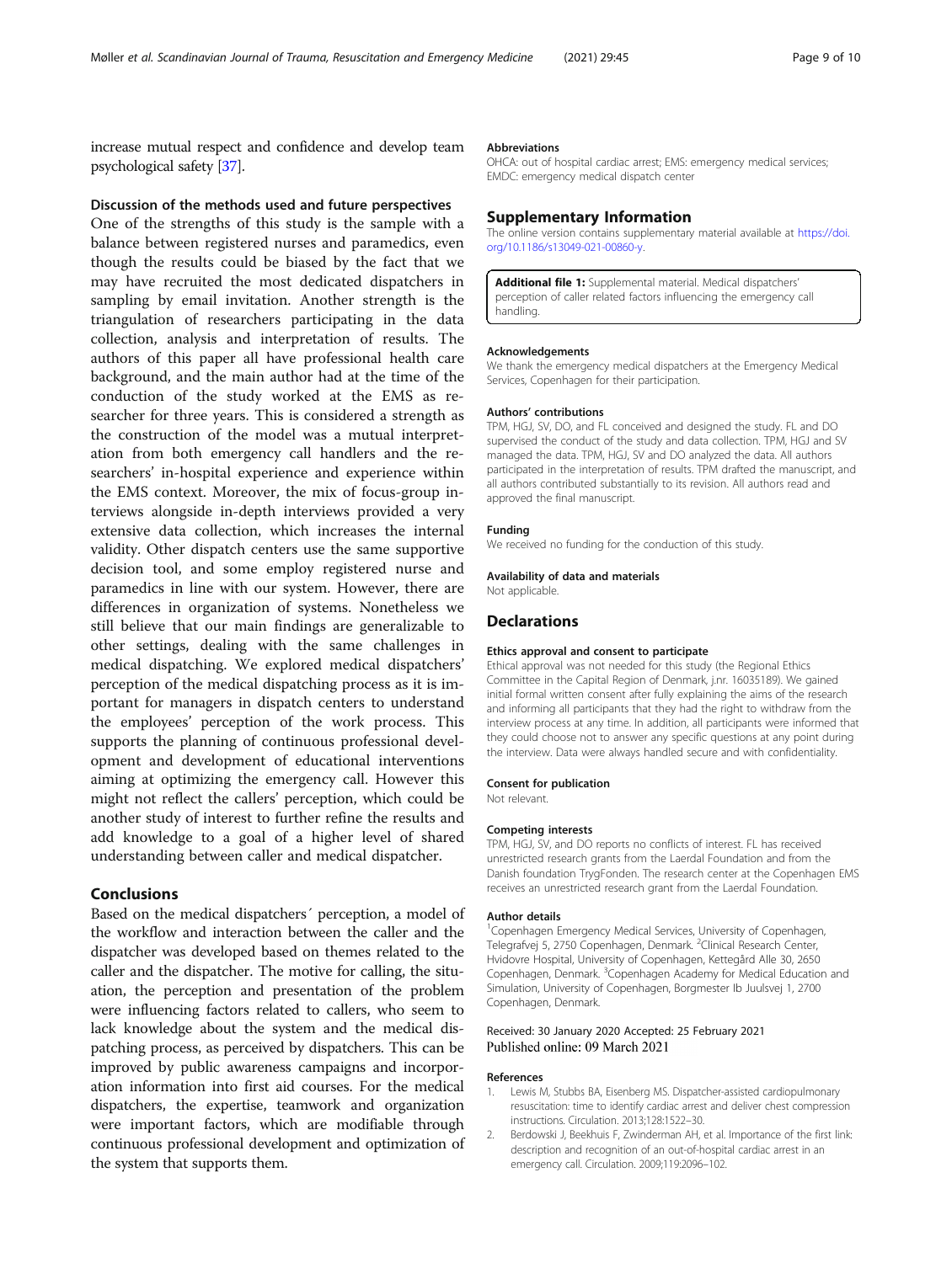increase mutual respect and confidence and develop team psychological safety [37].

### Discussion of the methods used and future perspectives

One of the strengths of this study is the sample with a balance between registered nurses and paramedics, even though the results could be biased by the fact that we may have recruited the most dedicated dispatchers in sampling by email invitation. Another strength is the triangulation of researchers participating in the data collection, analysis and interpretation of results. The authors of this paper all have professional health care background, and the main author had at the time of the conduction of the study worked at the EMS as researcher for three years. This is considered a strength as the construction of the model was a mutual interpretation from both emergency call handlers and the researchers' in-hospital experience and experience within the EMS context. Moreover, the mix of focus-group interviews alongside in-depth interviews provided a very extensive data collection, which increases the internal validity. Other dispatch centers use the same supportive decision tool, and some employ registered nurse and paramedics in line with our system. However, there are differences in organization of systems. Nonetheless we still believe that our main findings are generalizable to other settings, dealing with the same challenges in medical dispatching. We explored medical dispatchers' perception of the medical dispatching process as it is important for managers in dispatch centers to understand the employees' perception of the work process. This supports the planning of continuous professional development and development of educational interventions aiming at optimizing the emergency call. However this might not reflect the callers' perception, which could be another study of interest to further refine the results and add knowledge to a goal of a higher level of shared understanding between caller and medical dispatcher.

## Conclusions

Based on the medical dispatchers´ perception, a model of the workflow and interaction between the caller and the dispatcher was developed based on themes related to the caller and the dispatcher. The motive for calling, the situation, the perception and presentation of the problem were influencing factors related to callers, who seem to lack knowledge about the system and the medical dispatching process, as perceived by dispatchers. This can be improved by public awareness campaigns and incorporation information into first aid courses. For the medical dispatchers, the expertise, teamwork and organization were important factors, which are modifiable through continuous professional development and optimization of the system that supports them.

### Abbreviations

OHCA: out of hospital cardiac arrest; EMS: emergency medical services; EMDC: emergency medical dispatch center

## Supplementary Information

The online version contains supplementary material available at https://doi.org/10.1186/s13049-021-00860-y.

**Additional file 1:** Supplemental material. Medical dispatchers' perception of caller related factors influencing the emergency call handling.

### Acknowledgements

We thank the emergency medical dispatchers at the Emergency Medical Services, Copenhagen for their participation.

### Authors' contributions

TPM, HGJ, SV, DO, and FL conceived and designed the study. FL and DO supervised the conduct of the study and data collection. TPM, HGJ and SV managed the data. TPM, HGJ, SV and DO analyzed the data. All authors participated in the interpretation of results. TPM drafted the manuscript, and all authors contributed substantially to its revision. All authors read and approved the final manuscript.

### Funding

We received no funding for the conduction of this study.

### Availability of data and materials

Not applicable.

## Declarations

### Ethics approval and consent to participate

Ethical approval was not needed for this study (the Regional Ethics Committee in the Capital Region of Denmark, j.nr. 16035189). We gained initial formal written consent after fully explaining the aims of the research and informing all participants that they had the right to withdraw from the interview process at any time. In addition, all participants were informed that they could choose not to answer any specific questions at any point during the interview. Data were always handled secure and with confidentiality.

### Consent for publication

Not relevant.

### Competing interests

TPM, HGJ, SV, and DO reports no conflicts of interest. FL has received unrestricted research grants from the Laerdal Foundation and from the Danish foundation TrygFonden. The research center at the Copenhagen EMS receives an unrestricted research grant from the Laerdal Foundation.

### Author details

[1]Copenhagen Emergency Medical Services, University of Copenhagen, Telegrafvej 5, 2750 Copenhagen, Denmark. [2]Clinical Research Center, Hvidovre Hospital, University of Copenhagen, Kettegård Alle 30, 2650 Copenhagen, Denmark. [3]Copenhagen Academy for Medical Education and Simulation, University of Copenhagen, Borgmester Ib Juulsvej 1, 2700 Copenhagen, Denmark.

Received: 30 January 2020 Accepted: 25 February 2021
Published online: 09 March 2021

### References

1. Lewis M, Stubbs BA, Eisenberg MS. Dispatcher-assisted cardiopulmonary resuscitation: time to identify cardiac arrest and deliver chest compression instructions. Circulation. 2013;128:1522–30.
2. Berdowski J, Beekhuis F, Zwinderman AH, et al. Importance of the first link: description and recognition of an out-of-hospital cardiac arrest in an emergency call. Circulation. 2009;119:2096–102.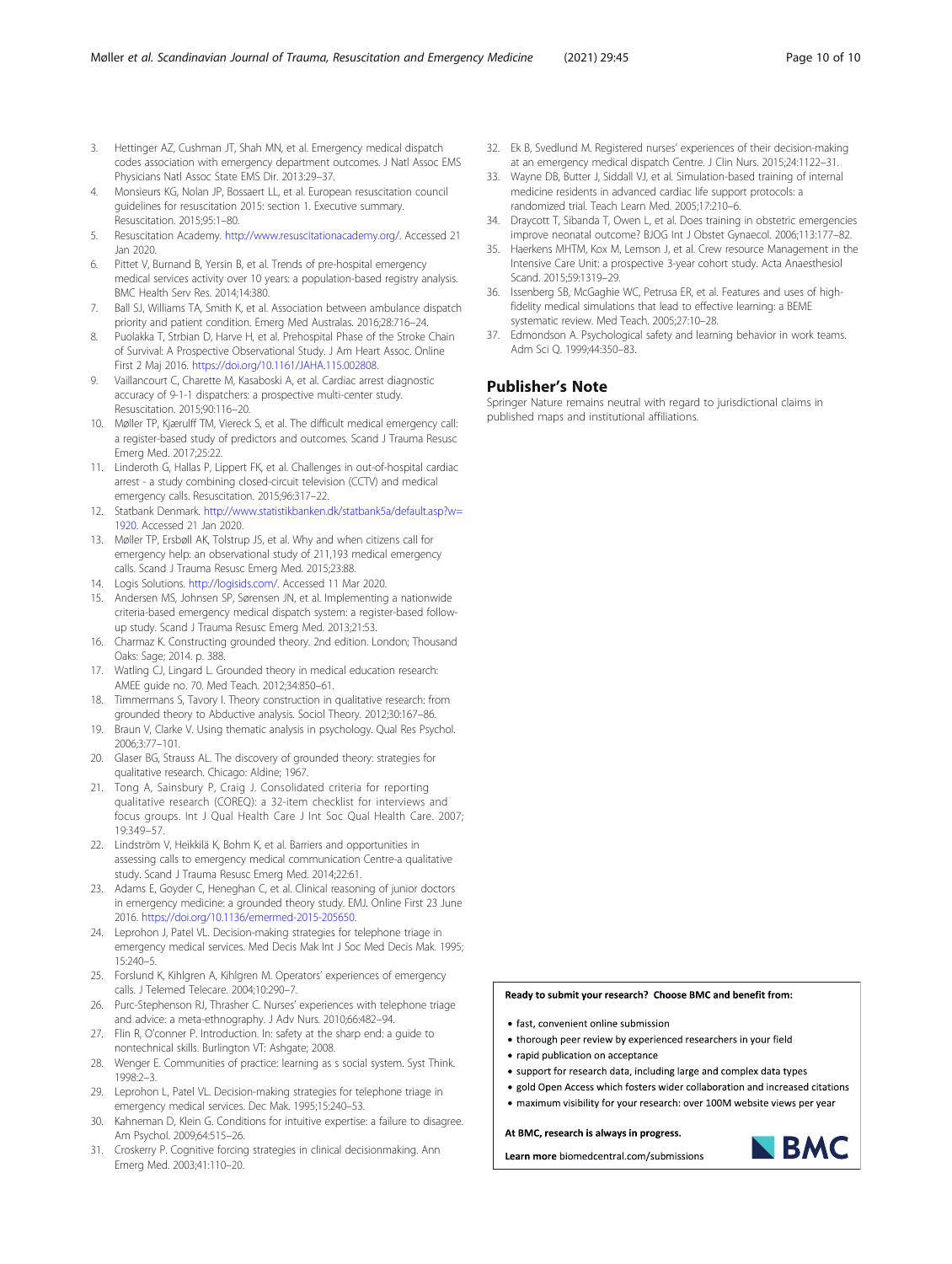3. Hettinger AZ, Cushman JT, Shah MN, et al. Emergency medical dispatch codes association with emergency department outcomes. J Natl Assoc EMS Physicians Natl Assoc State EMS Dir. 2013:29–37.
4. Monsieurs KG, Nolan JP, Bossaert LL, et al. European resuscitation council guidelines for resuscitation 2015: section 1. Executive summary. Resuscitation. 2015;95:1–80.
5. Resuscitation Academy. http://www.resuscitationacademy.org/. Accessed 21 Jan 2020.
6. Pittet V, Burnand B, Yersin B, et al. Trends of pre-hospital emergency medical services activity over 10 years: a population-based registry analysis. BMC Health Serv Res. 2014;14:380.
7. Ball SJ, Williams TA, Smith K, et al. Association between ambulance dispatch priority and patient condition. Emerg Med Australas. 2016;28:716–24.
8. Puolakka T, Strbian D, Harve H, et al. Prehospital Phase of the Stroke Chain of Survival: A Prospective Observational Study. J Am Heart Assoc. Online First 2 Maj 2016. https://doi.org/10.1161/JAHA.115.002808.
9. Vaillancourt C, Charette M, Kasaboski A, et al. Cardiac arrest diagnostic accuracy of 9-1-1 dispatchers: a prospective multi-center study. Resuscitation. 2015;90:116–20.
10. Møller TP, Kjærulff TM, Viereck S, et al. The difficult medical emergency call: a register-based study of predictors and outcomes. Scand J Trauma Resusc Emerg Med. 2017;25:22.
11. Linderoth G, Hallas P, Lippert FK, et al. Challenges in out-of-hospital cardiac arrest - a study combining closed-circuit television (CCTV) and medical emergency calls. Resuscitation. 2015;96:317–22.
12. Statbank Denmark. http://www.statistikbanken.dk/statbank5a/default.asp?w=1920. Accessed 21 Jan 2020.
13. Møller TP, Ersbøll AK, Tolstrup JS, et al. Why and when citizens call for emergency help: an observational study of 211,193 medical emergency calls. Scand J Trauma Resusc Emerg Med. 2015;23:88.
14. Logis Solutions. http://logisids.com/. Accessed 11 Mar 2020.
15. Andersen MS, Johnsen SP, Sørensen JN, et al. Implementing a nationwide criteria-based emergency medical dispatch system: a register-based follow-up study. Scand J Trauma Resusc Emerg Med. 2013;21:53.
16. Charmaz K. Constructing grounded theory. 2nd edition. London; Thousand Oaks: Sage; 2014. p. 388.
17. Watling CJ, Lingard L. Grounded theory in medical education research: AMEE guide no. 70. Med Teach. 2012;34:850–61.
18. Timmermans S, Tavory I. Theory construction in qualitative research: from grounded theory to Abductive analysis. Sociol Theory. 2012;30:167–86.
19. Braun V, Clarke V. Using thematic analysis in psychology. Qual Res Psychol. 2006;3:77–101.
20. Glaser BG, Strauss AL. The discovery of grounded theory: strategies for qualitative research. Chicago: Aldine; 1967.
21. Tong A, Sainsbury P, Craig J. Consolidated criteria for reporting qualitative research (COREQ): a 32-item checklist for interviews and focus groups. Int J Qual Health Care J Int Soc Qual Health Care. 2007; 19:349–57.
22. Lindström V, Heikkilä K, Bohm K, et al. Barriers and opportunities in assessing calls to emergency medical communication Centre-a qualitative study. Scand J Trauma Resusc Emerg Med. 2014;22:61.
23. Adams E, Goyder C, Heneghan C, et al. Clinical reasoning of junior doctors in emergency medicine: a grounded theory study. EMJ. Online First 23 June 2016. https://doi.org/10.1136/emermed-2015-205650.
24. Leprohon J, Patel VL. Decision-making strategies for telephone triage in emergency medical services. Med Decis Mak Int J Soc Med Decis Mak. 1995; 15:240–5.
25. Forslund K, Kihlgren A, Kihlgren M. Operators' experiences of emergency calls. J Telemed Telecare. 2004;10:290–7.
26. Purc-Stephenson RJ, Thrasher C. Nurses' experiences with telephone triage and advice: a meta-ethnography. J Adv Nurs. 2010;66:482–94.
27. Flin R, O'conner P. Introduction. In: safety at the sharp end: a guide to nontechnical skills. Burlington VT: Ashgate; 2008.
28. Wenger E. Communities of practice: learning as s social system. Syst Think. 1998:2–3.
29. Leprohon L, Patel VL. Decision-making strategies for telephone triage in emergency medical services. Dec Mak. 1995;15:240–53.
30. Kahneman D, Klein G. Conditions for intuitive expertise: a failure to disagree. Am Psychol. 2009;64:515–26.
31. Croskerry P. Cognitive forcing strategies in clinical decisionmaking. Ann Emerg Med. 2003;41:110–20.
32. Ek B, Svedlund M. Registered nurses' experiences of their decision-making at an emergency medical dispatch Centre. J Clin Nurs. 2015;24:1122–31.
33. Wayne DB, Butter J, Siddall VJ, et al. Simulation-based training of internal medicine residents in advanced cardiac life support protocols: a randomized trial. Teach Learn Med. 2005;17:210–6.
34. Draycott T, Sibanda T, Owen L, et al. Does training in obstetric emergencies improve neonatal outcome? BJOG Int J Obstet Gynaecol. 2006;113:177–82.
35. Haerkens MHTM, Kox M, Lemson J, et al. Crew resource Management in the Intensive Care Unit: a prospective 3-year cohort study. Acta Anaesthesiol Scand. 2015;59:1319–29.
36. Issenberg SB, McGaghie WC, Petrusa ER, et al. Features and uses of high-fidelity medical simulations that lead to effective learning: a BEME systematic review. Med Teach. 2005;27:10–28.
37. Edmondson A. Psychological safety and learning behavior in work teams. Adm Sci Q. 1999;44:350–83.

## Publisher's Note

Springer Nature remains neutral with regard to jurisdictional claims in published maps and institutional affiliations.

**Ready to submit your research? Choose BMC and benefit from:**

- fast, convenient online submission
- thorough peer review by experienced researchers in your field
- rapid publication on acceptance
- support for research data, including large and complex data types
- gold Open Access which fosters wider collaboration and increased citations
- maximum visibility for your research: over 100M website views per year

**At BMC, research is always in progress.**

**Learn more** biomedcentral.com/submissions

BMC